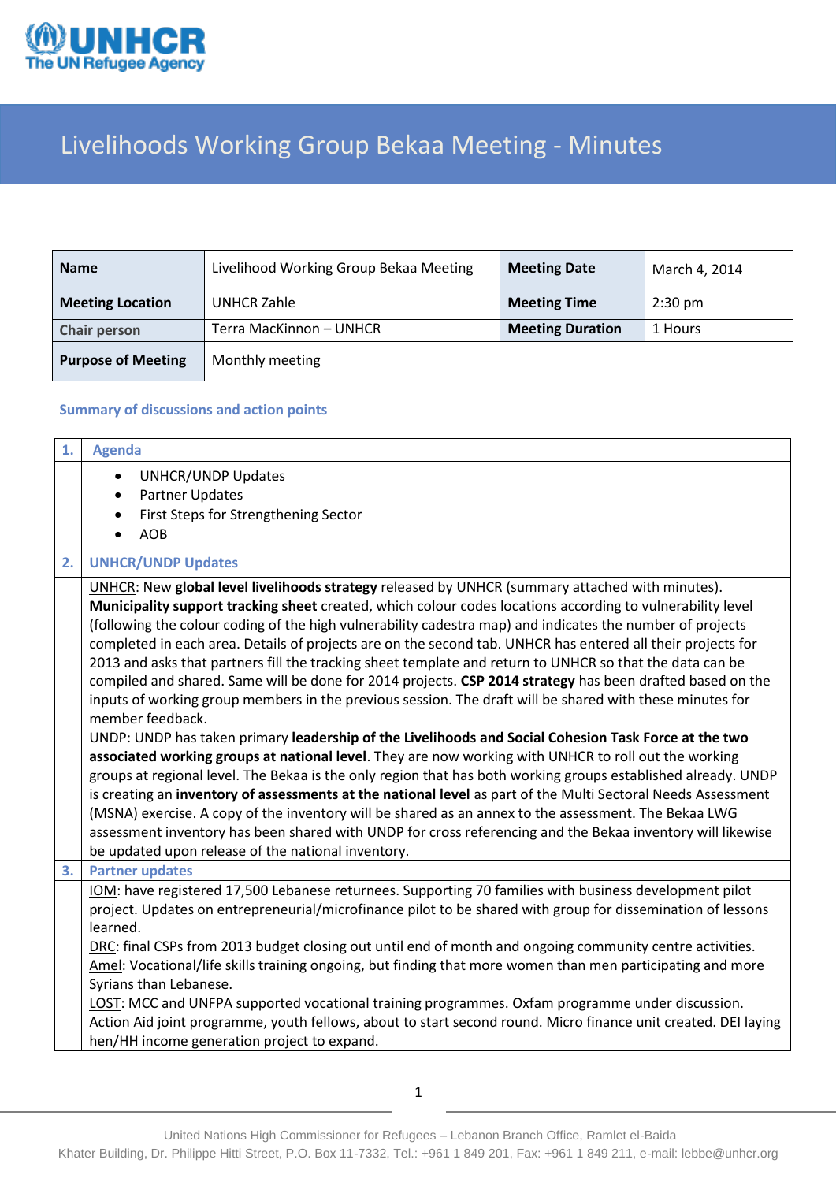# Livelihoods Working Group Bekaa Meeting - Minutes

| **Name** | Livelihood Working Group Bekaa Meeting | **Meeting Date** | March 4, 2014 |
|---|---|---|---|
| **Meeting Location** | UNHCR Zahle | **Meeting Time** | 2:30 pm |
| **Chair person** | Terra MacKinnon – UNHCR | **Meeting Duration** | 1 Hours |
| **Purpose of Meeting** | Monthly meeting | | |

## Summary of discussions and action points

### 1. Agenda

- UNHCR/UNDP Updates
- Partner Updates
- First Steps for Strengthening Sector
- AOB

### 2. UNHCR/UNDP Updates

UNHCR: New **global level livelihoods strategy** released by UNHCR (summary attached with minutes). **Municipality support tracking sheet** created, which colour codes locations according to vulnerability level (following the colour coding of the high vulnerability cadestra map) and indicates the number of projects completed in each area. Details of projects are on the second tab. UNHCR has entered all their projects for 2013 and asks that partners fill the tracking sheet template and return to UNHCR so that the data can be compiled and shared. Same will be done for 2014 projects. **CSP 2014 strategy** has been drafted based on the inputs of working group members in the previous session. The draft will be shared with these minutes for member feedback.

UNDP: UNDP has taken primary **leadership of the Livelihoods and Social Cohesion Task Force at the two associated working groups at national level**. They are now working with UNHCR to roll out the working groups at regional level. The Bekaa is the only region that has both working groups established already. UNDP is creating an **inventory of assessments at the national level** as part of the Multi Sectoral Needs Assessment (MSNA) exercise. A copy of the inventory will be shared as an annex to the assessment. The Bekaa LWG assessment inventory has been shared with UNDP for cross referencing and the Bekaa inventory will likewise be updated upon release of the national inventory.

### 3. Partner updates

IOM: have registered 17,500 Lebanese returnees. Supporting 70 families with business development pilot project. Updates on entrepreneurial/microfinance pilot to be shared with group for dissemination of lessons learned.

DRC: final CSPs from 2013 budget closing out until end of month and ongoing community centre activities.

Amel: Vocational/life skills training ongoing, but finding that more women than men participating and more Syrians than Lebanese.

LOST: MCC and UNFPA supported vocational training programmes. Oxfam programme under discussion. Action Aid joint programme, youth fellows, about to start second round. Micro finance unit created. DEI laying hen/HH income generation project to expand.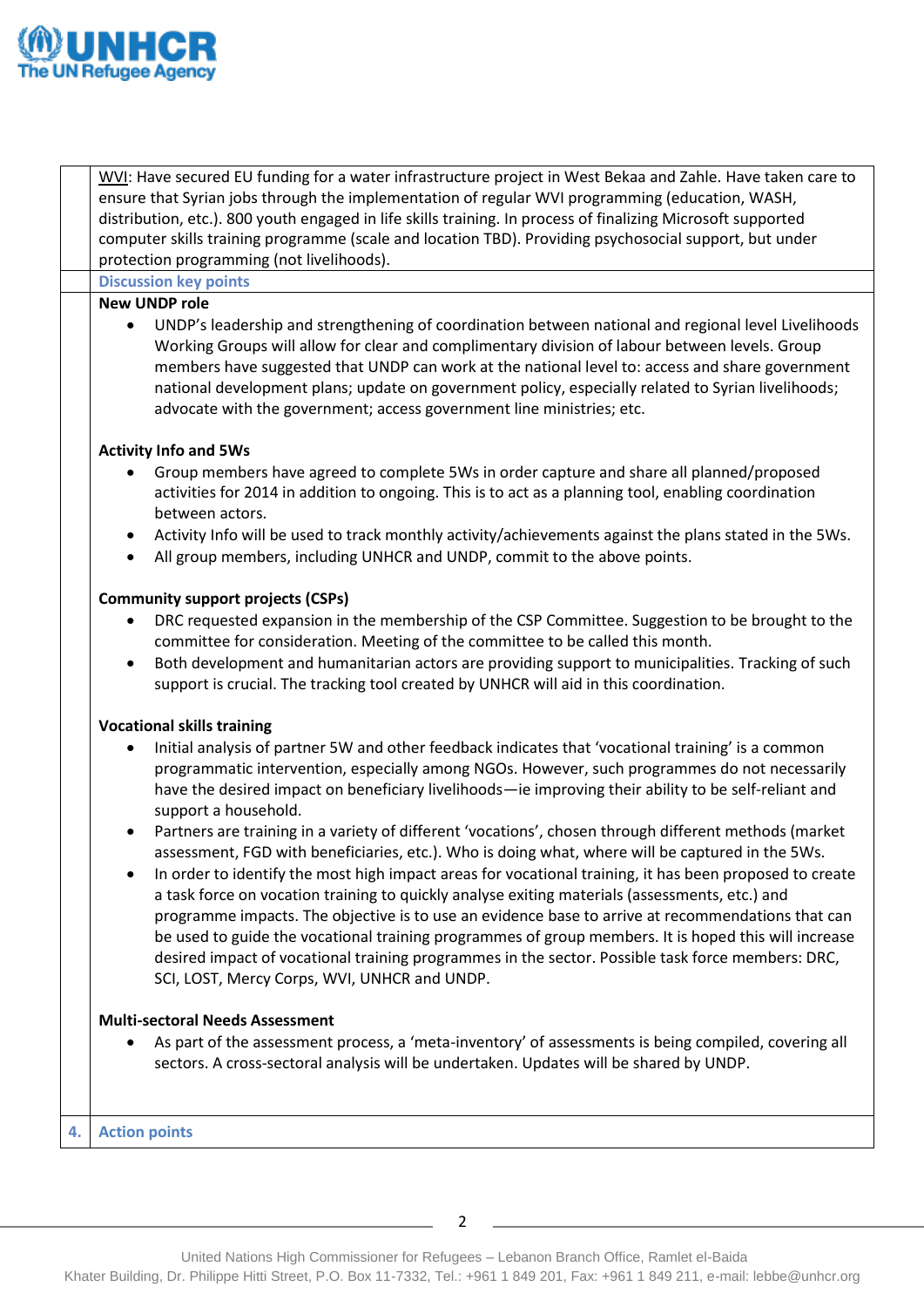WVI: Have secured EU funding for a water infrastructure project in West Bekaa and Zahle. Have taken care to ensure that Syrian jobs through the implementation of regular WVI programming (education, WASH, distribution, etc.). 800 youth engaged in life skills training. In process of finalizing Microsoft supported computer skills training programme (scale and location TBD). Providing psychosocial support, but under protection programming (not livelihoods).

### Discussion key points

**New UNDP role**

- UNDP's leadership and strengthening of coordination between national and regional level Livelihoods Working Groups will allow for clear and complimentary division of labour between levels. Group members have suggested that UNDP can work at the national level to: access and share government national development plans; update on government policy, especially related to Syrian livelihoods; advocate with the government; access government line ministries; etc.

**Activity Info and 5Ws**

- Group members have agreed to complete 5Ws in order capture and share all planned/proposed activities for 2014 in addition to ongoing. This is to act as a planning tool, enabling coordination between actors.
- Activity Info will be used to track monthly activity/achievements against the plans stated in the 5Ws.
- All group members, including UNHCR and UNDP, commit to the above points.

**Community support projects (CSPs)**

- DRC requested expansion in the membership of the CSP Committee. Suggestion to be brought to the committee for consideration. Meeting of the committee to be called this month.
- Both development and humanitarian actors are providing support to municipalities. Tracking of such support is crucial. The tracking tool created by UNHCR will aid in this coordination.

**Vocational skills training**

- Initial analysis of partner 5W and other feedback indicates that 'vocational training' is a common programmatic intervention, especially among NGOs. However, such programmes do not necessarily have the desired impact on beneficiary livelihoods—ie improving their ability to be self-reliant and support a household.
- Partners are training in a variety of different 'vocations', chosen through different methods (market assessment, FGD with beneficiaries, etc.). Who is doing what, where will be captured in the 5Ws.
- In order to identify the most high impact areas for vocational training, it has been proposed to create a task force on vocation training to quickly analyse exiting materials (assessments, etc.) and programme impacts. The objective is to use an evidence base to arrive at recommendations that can be used to guide the vocational training programmes of group members. It is hoped this will increase desired impact of vocational training programmes in the sector. Possible task force members: DRC, SCI, LOST, Mercy Corps, WVI, UNHCR and UNDP.

**Multi-sectoral Needs Assessment**

- As part of the assessment process, a 'meta-inventory' of assessments is being compiled, covering all sectors. A cross-sectoral analysis will be undertaken. Updates will be shared by UNDP.

### 4. Action points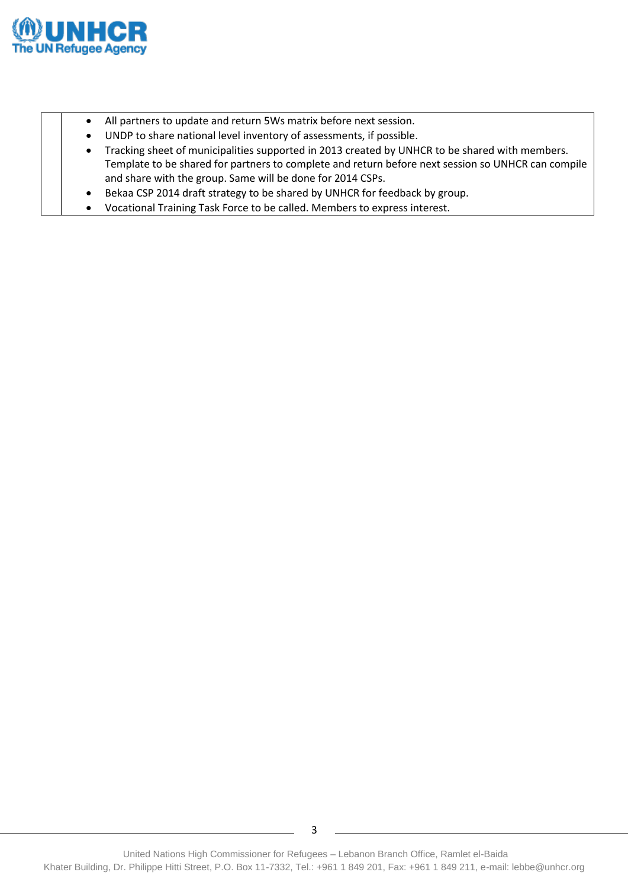| | |
|---|---|
| | <ul><li>All partners to update and return 5Ws matrix before next session.</li><li>UNDP to share national level inventory of assessments, if possible.</li><li>Tracking sheet of municipalities supported in 2013 created by UNHCR to be shared with members. Template to be shared for partners to complete and return before next session so UNHCR can compile and share with the group. Same will be done for 2014 CSPs.</li><li>Bekaa CSP 2014 draft strategy to be shared by UNHCR for feedback by group.</li><li>Vocational Training Task Force to be called. Members to express interest.</li></ul> |